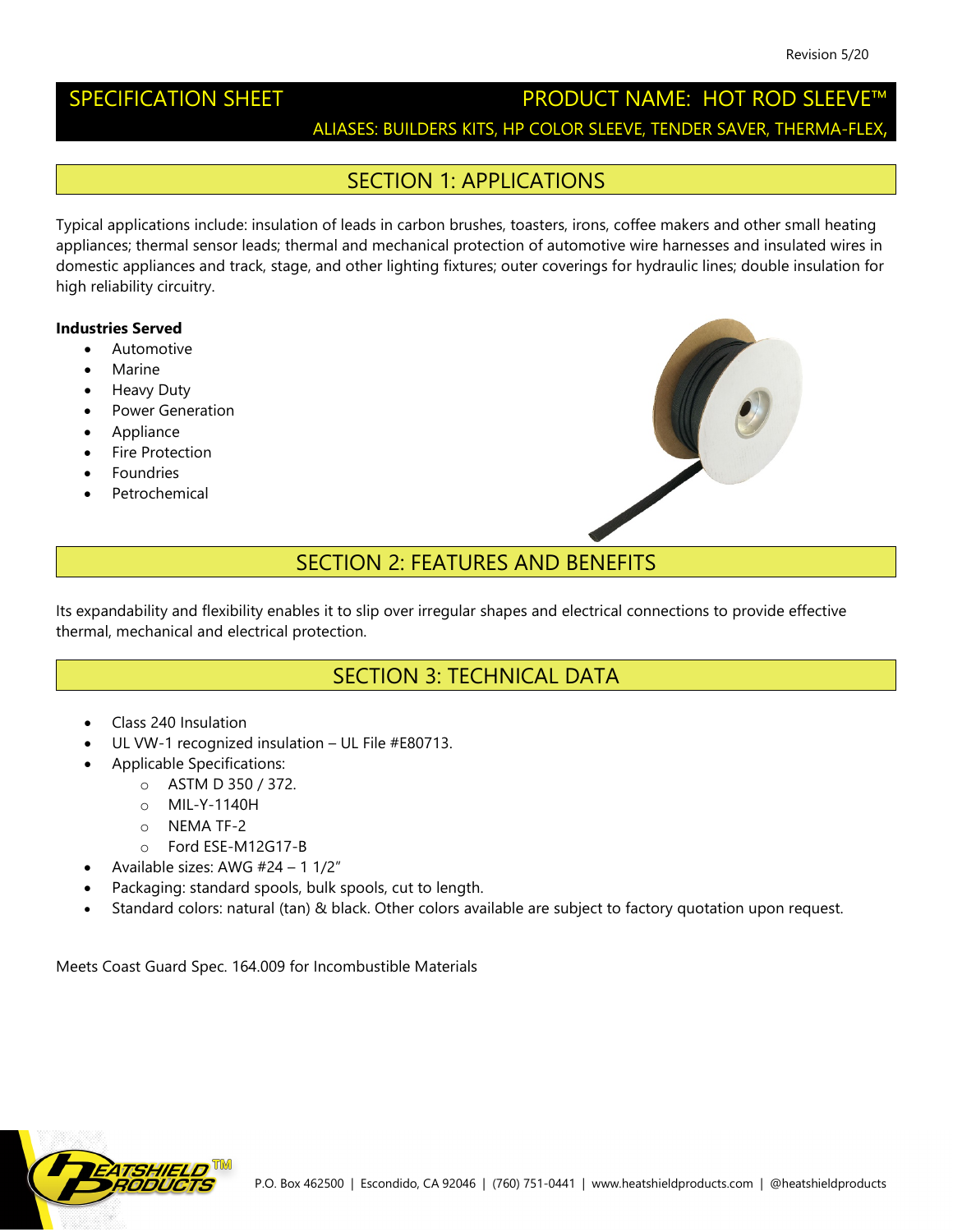Revision 5/20

# SPECIFICATION SHEET

# PRODUCT NAME: HOT ROD SLEEVE™

ALIASES: BUILDERS KITS, HP COLOR SLEEVE, TENDER SAVER, THERMA-FLEX,

## SECTION 1: APPLICATIONS

Typical applications include: insulation of leads in carbon brushes, toasters, irons, coffee makers and other small heating appliances; thermal sensor leads; thermal and mechanical protection of automotive wire harnesses and insulated wires in domestic appliances and track, stage, and other lighting fixtures; outer coverings for hydraulic lines; double insulation for high reliability circuitry.

**Industries Served**

- Automotive
- Marine
- Heavy Duty
- Power Generation
- Appliance
- Fire Protection
- Foundries
- Petrochemical

## SECTION 2: FEATURES AND BENEFITS

Its expandability and flexibility enables it to slip over irregular shapes and electrical connections to provide effective thermal, mechanical and electrical protection.

## SECTION 3: TECHNICAL DATA

- Class 240 Insulation
- UL VW-1 recognized insulation – UL File #E80713.
- Applicable Specifications:
  - ASTM D 350 / 372.
  - MIL-Y-1140H
  - NEMA TF-2
  - Ford ESE-M12G17-B
- Available sizes: AWG #24 – 1 1/2″
- Packaging: standard spools, bulk spools, cut to length.
- Standard colors: natural (tan) & black. Other colors available are subject to factory quotation upon request.

Meets Coast Guard Spec. 164.009 for Incombustible Materials

HEATSHIELD PRODUCTS™

P.O. Box 462500 | Escondido, CA 92046 | (760) 751-0441 | www.heatshieldproducts.com | @heatshieldproducts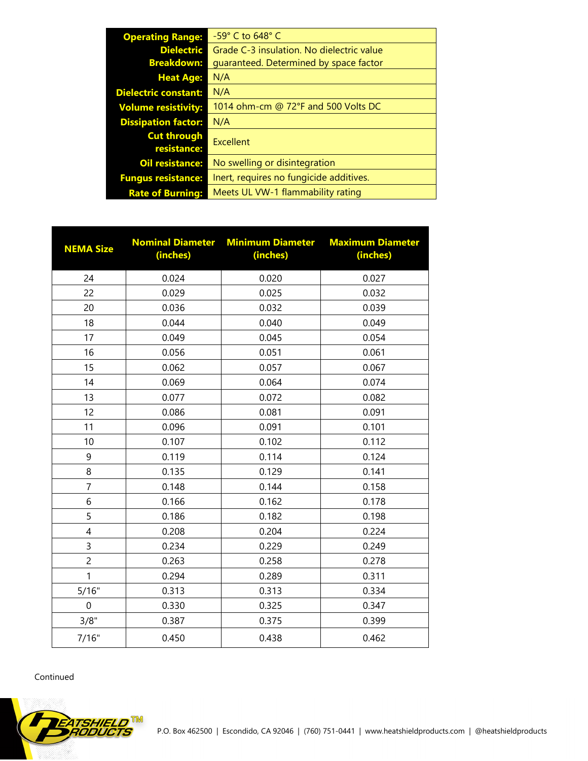| | |
|---|---|
| **Operating Range:** | -59° C to 648° C |
| **Dielectric Breakdown:** | Grade C-3 insulation. No dielectric value guaranteed. Determined by space factor |
| **Heat Age:** | N/A |
| **Dielectric constant:** | N/A |
| **Volume resistivity:** | 1014 ohm-cm @ 72°F and 500 Volts DC |
| **Dissipation factor:** | N/A |
| **Cut through resistance:** | Excellent |
| **Oil resistance:** | No swelling or disintegration |
| **Fungus resistance:** | Inert, requires no fungicide additives. |
| **Rate of Burning:** | Meets UL VW-1 flammability rating |

| NEMA Size | Nominal Diameter (inches) | Minimum Diameter (inches) | Maximum Diameter (inches) |
|---|---|---|---|
| 24 | 0.024 | 0.020 | 0.027 |
| 22 | 0.029 | 0.025 | 0.032 |
| 20 | 0.036 | 0.032 | 0.039 |
| 18 | 0.044 | 0.040 | 0.049 |
| 17 | 0.049 | 0.045 | 0.054 |
| 16 | 0.056 | 0.051 | 0.061 |
| 15 | 0.062 | 0.057 | 0.067 |
| 14 | 0.069 | 0.064 | 0.074 |
| 13 | 0.077 | 0.072 | 0.082 |
| 12 | 0.086 | 0.081 | 0.091 |
| 11 | 0.096 | 0.091 | 0.101 |
| 10 | 0.107 | 0.102 | 0.112 |
| 9 | 0.119 | 0.114 | 0.124 |
| 8 | 0.135 | 0.129 | 0.141 |
| 7 | 0.148 | 0.144 | 0.158 |
| 6 | 0.166 | 0.162 | 0.178 |
| 5 | 0.186 | 0.182 | 0.198 |
| 4 | 0.208 | 0.204 | 0.224 |
| 3 | 0.234 | 0.229 | 0.249 |
| 2 | 0.263 | 0.258 | 0.278 |
| 1 | 0.294 | 0.289 | 0.311 |
| 5/16" | 0.313 | 0.313 | 0.334 |
| 0 | 0.330 | 0.325 | 0.347 |
| 3/8" | 0.387 | 0.375 | 0.399 |
| 7/16" | 0.450 | 0.438 | 0.462 |

Continued

P.O. Box 462500 | Escondido, CA 92046 | (760) 751-0441 | www.heatshieldproducts.com | @heatshieldproducts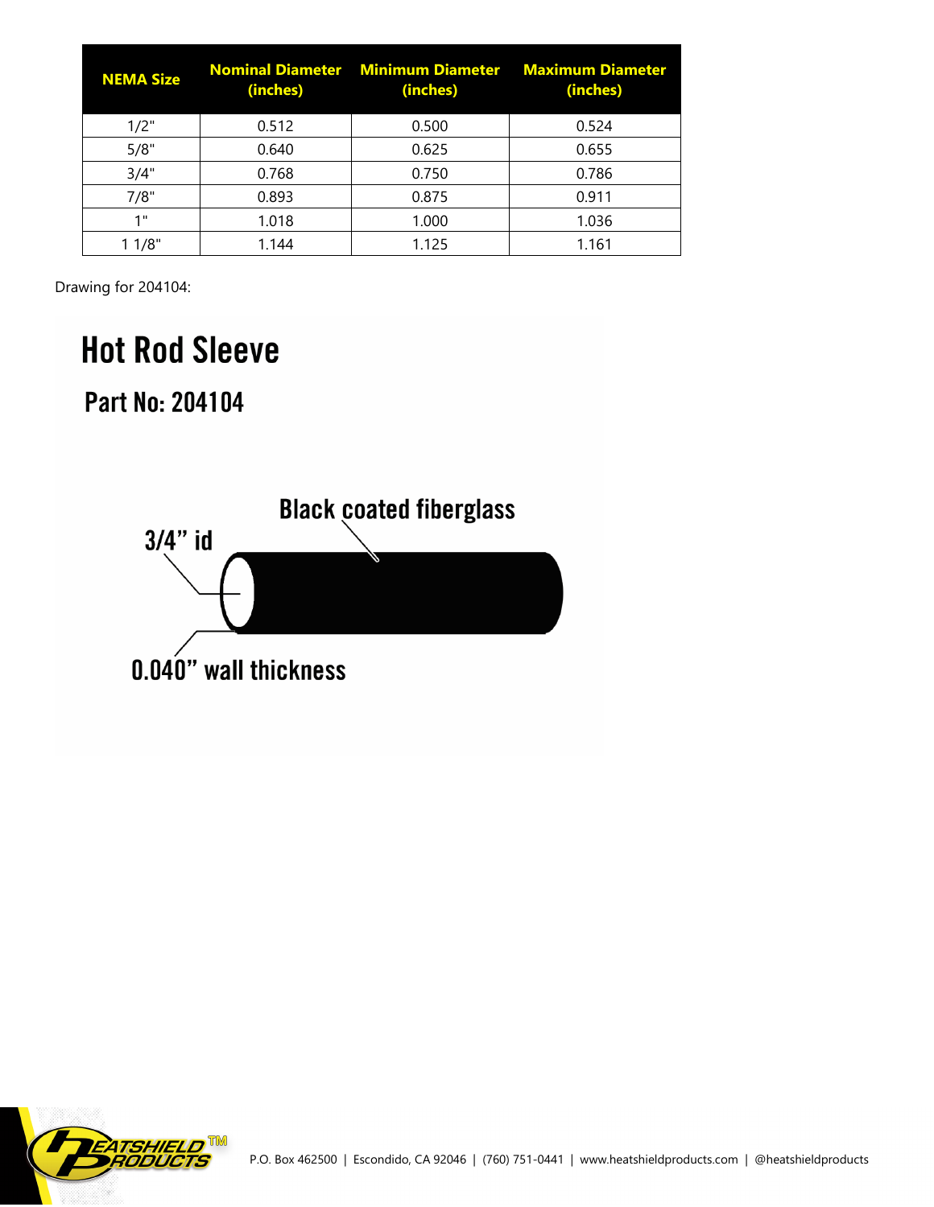| NEMA Size | Nominal Diameter (inches) | Minimum Diameter (inches) | Maximum Diameter (inches) |
|---|---|---|---|
| 1/2" | 0.512 | 0.500 | 0.524 |
| 5/8" | 0.640 | 0.625 | 0.655 |
| 3/4" | 0.768 | 0.750 | 0.786 |
| 7/8" | 0.893 | 0.875 | 0.911 |
| 1" | 1.018 | 1.000 | 1.036 |
| 1 1/8" | 1.144 | 1.125 | 1.161 |

Drawing for 204104:

# Hot Rod Sleeve

## Part No: 204104

Black coated fiberglass

3/4” id

0.040” wall thickness

P.O. Box 462500 | Escondido, CA 92046 | (760) 751-0441 | www.heatshieldproducts.com | @heatshieldproducts